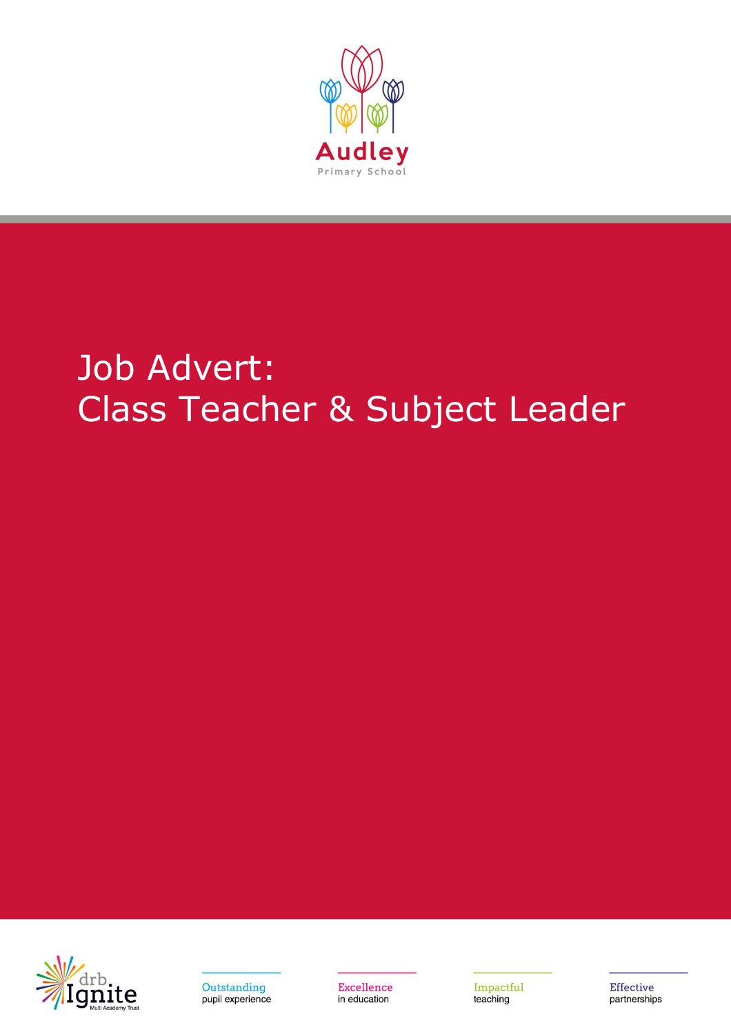Audley

Primary School

# Job Advert:
# Class Teacher & Subject Leader

drb Ignite Multi Academy Trust

Outstanding
pupil experience

Excellence
in education

Impactful
teaching

Effective
partnerships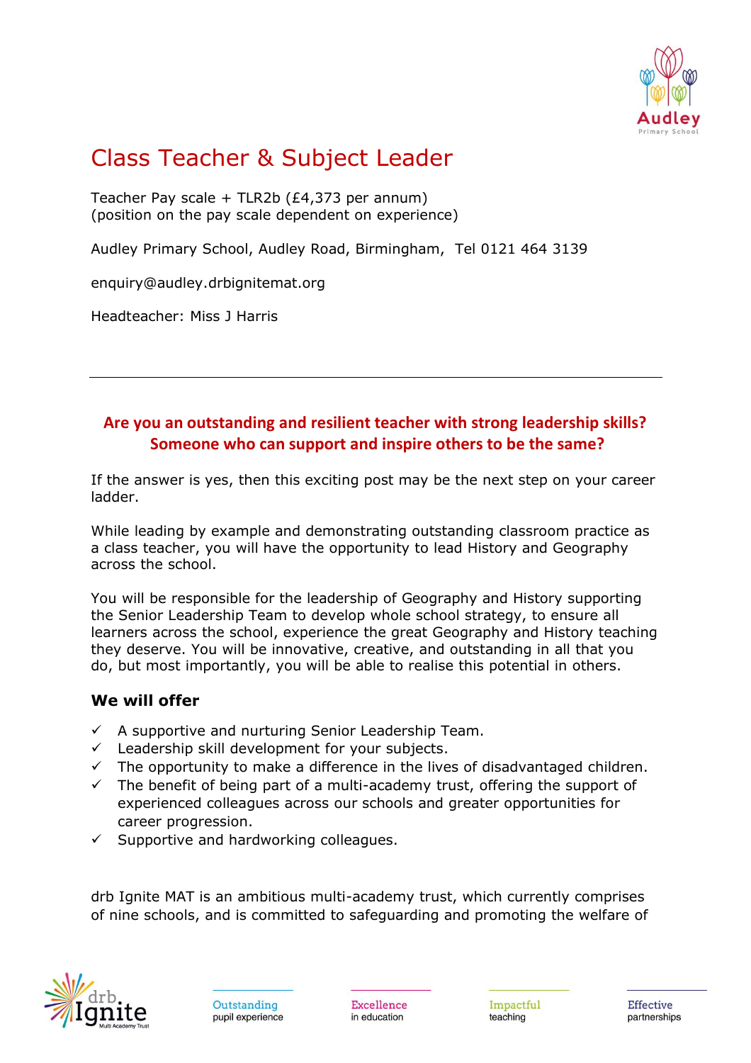# Class Teacher & Subject Leader

Teacher Pay scale + TLR2b (£4,373 per annum)
(position on the pay scale dependent on experience)

Audley Primary School, Audley Road, Birmingham,  Tel 0121 464 3139

enquiry@audley.drbignitemat.org

Headteacher: Miss J Harris

---

**Are you an outstanding and resilient teacher with strong leadership skills? Someone who can support and inspire others to be the same?**

If the answer is yes, then this exciting post may be the next step on your career ladder.

While leading by example and demonstrating outstanding classroom practice as a class teacher, you will have the opportunity to lead History and Geography across the school.

You will be responsible for the leadership of Geography and History supporting the Senior Leadership Team to develop whole school strategy, to ensure all learners across the school, experience the great Geography and History teaching they deserve. You will be innovative, creative, and outstanding in all that you do, but most importantly, you will be able to realise this potential in others.

### We will offer

- ✓ A supportive and nurturing Senior Leadership Team.
- ✓ Leadership skill development for your subjects.
- ✓ The opportunity to make a difference in the lives of disadvantaged children.
- ✓ The benefit of being part of a multi-academy trust, offering the support of experienced colleagues across our schools and greater opportunities for career progression.
- ✓ Supportive and hardworking colleagues.

drb Ignite MAT is an ambitious multi-academy trust, which currently comprises of nine schools, and is committed to safeguarding and promoting the welfare of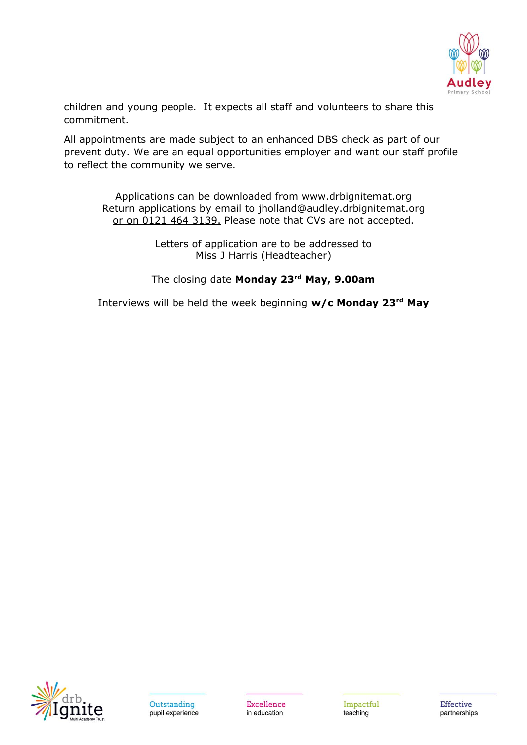children and young people. It expects all staff and volunteers to share this commitment.

All appointments are made subject to an enhanced DBS check as part of our prevent duty. We are an equal opportunities employer and want our staff profile to reflect the community we serve.

Applications can be downloaded from www.drbignitemat.org
Return applications by email to jholland@audley.drbignitemat.org
or on 0121 464 3139. Please note that CVs are not accepted.

Letters of application are to be addressed to
Miss J Harris (Headteacher)

The closing date **Monday 23rd May, 9.00am**

Interviews will be held the week beginning **w/c Monday 23rd May**